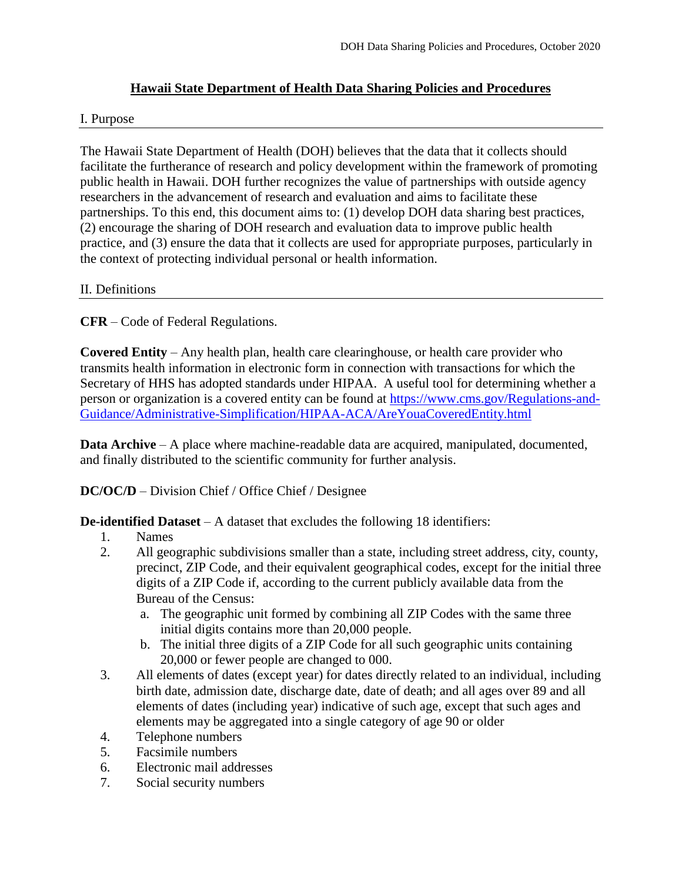# Hawaii State Department of Health Data Sharing Policies and Procedures

## I. Purpose

The Hawaii State Department of Health (DOH) believes that the data that it collects should facilitate the furtherance of research and policy development within the framework of promoting public health in Hawaii. DOH further recognizes the value of partnerships with outside agency researchers in the advancement of research and evaluation and aims to facilitate these partnerships. To this end, this document aims to: (1) develop DOH data sharing best practices, (2) encourage the sharing of DOH research and evaluation data to improve public health practice, and (3) ensure the data that it collects are used for appropriate purposes, particularly in the context of protecting individual personal or health information.

## II. Definitions

**CFR** – Code of Federal Regulations.

**Covered Entity** – Any health plan, health care clearinghouse, or health care provider who transmits health information in electronic form in connection with transactions for which the Secretary of HHS has adopted standards under HIPAA. A useful tool for determining whether a person or organization is a covered entity can be found at [https://www.cms.gov/Regulations-and-Guidance/Administrative-Simplification/HIPAA-ACA/AreYouaCoveredEntity.html](https://www.cms.gov/Regulations-and-Guidance/Administrative-Simplification/HIPAA-ACA/AreYouaCoveredEntity.html)

**Data Archive** – A place where machine-readable data are acquired, manipulated, documented, and finally distributed to the scientific community for further analysis.

**DC/OC/D** – Division Chief / Office Chief / Designee

**De-identified Dataset** – A dataset that excludes the following 18 identifiers:

1. Names
2. All geographic subdivisions smaller than a state, including street address, city, county, precinct, ZIP Code, and their equivalent geographical codes, except for the initial three digits of a ZIP Code if, according to the current publicly available data from the Bureau of the Census:
   a. The geographic unit formed by combining all ZIP Codes with the same three initial digits contains more than 20,000 people.
   b. The initial three digits of a ZIP Code for all such geographic units containing 20,000 or fewer people are changed to 000.
3. All elements of dates (except year) for dates directly related to an individual, including birth date, admission date, discharge date, date of death; and all ages over 89 and all elements of dates (including year) indicative of such age, except that such ages and elements may be aggregated into a single category of age 90 or older
4. Telephone numbers
5. Facsimile numbers
6. Electronic mail addresses
7. Social security numbers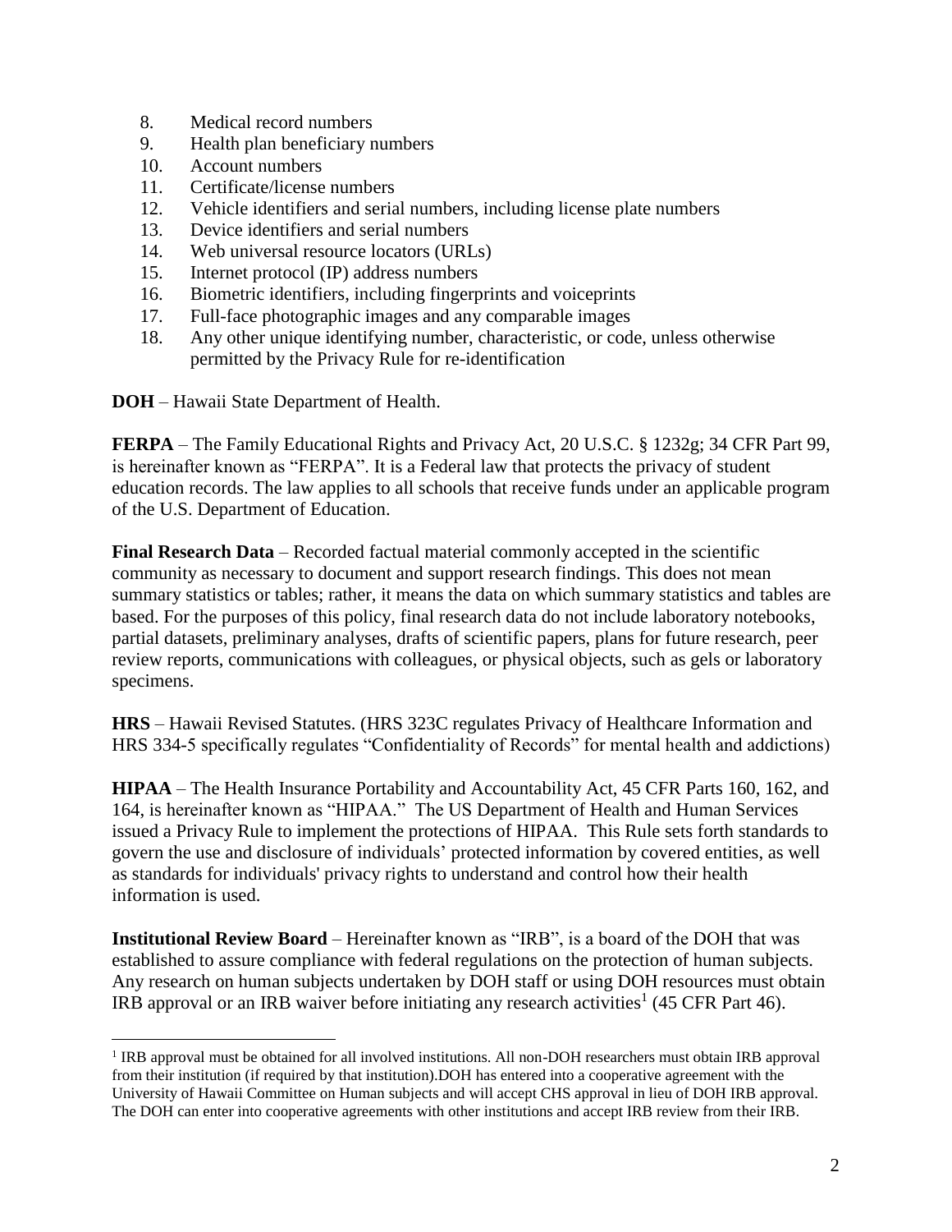8. Medical record numbers
9. Health plan beneficiary numbers
10. Account numbers
11. Certificate/license numbers
12. Vehicle identifiers and serial numbers, including license plate numbers
13. Device identifiers and serial numbers
14. Web universal resource locators (URLs)
15. Internet protocol (IP) address numbers
16. Biometric identifiers, including fingerprints and voiceprints
17. Full-face photographic images and any comparable images
18. Any other unique identifying number, characteristic, or code, unless otherwise permitted by the Privacy Rule for re-identification

**DOH** – Hawaii State Department of Health.

**FERPA** – The Family Educational Rights and Privacy Act, 20 U.S.C. § 1232g; 34 CFR Part 99, is hereinafter known as "FERPA". It is a Federal law that protects the privacy of student education records. The law applies to all schools that receive funds under an applicable program of the U.S. Department of Education.

**Final Research Data** – Recorded factual material commonly accepted in the scientific community as necessary to document and support research findings. This does not mean summary statistics or tables; rather, it means the data on which summary statistics and tables are based. For the purposes of this policy, final research data do not include laboratory notebooks, partial datasets, preliminary analyses, drafts of scientific papers, plans for future research, peer review reports, communications with colleagues, or physical objects, such as gels or laboratory specimens.

**HRS** – Hawaii Revised Statutes. (HRS 323C regulates Privacy of Healthcare Information and HRS 334-5 specifically regulates "Confidentiality of Records" for mental health and addictions)

**HIPAA** – The Health Insurance Portability and Accountability Act, 45 CFR Parts 160, 162, and 164, is hereinafter known as "HIPAA." The US Department of Health and Human Services issued a Privacy Rule to implement the protections of HIPAA. This Rule sets forth standards to govern the use and disclosure of individuals' protected information by covered entities, as well as standards for individuals' privacy rights to understand and control how their health information is used.

**Institutional Review Board** – Hereinafter known as "IRB", is a board of the DOH that was established to assure compliance with federal regulations on the protection of human subjects. Any research on human subjects undertaken by DOH staff or using DOH resources must obtain IRB approval or an IRB waiver before initiating any research activities[1] (45 CFR Part 46).

[1] IRB approval must be obtained for all involved institutions. All non-DOH researchers must obtain IRB approval from their institution (if required by that institution).DOH has entered into a cooperative agreement with the University of Hawaii Committee on Human subjects and will accept CHS approval in lieu of DOH IRB approval. The DOH can enter into cooperative agreements with other institutions and accept IRB review from their IRB.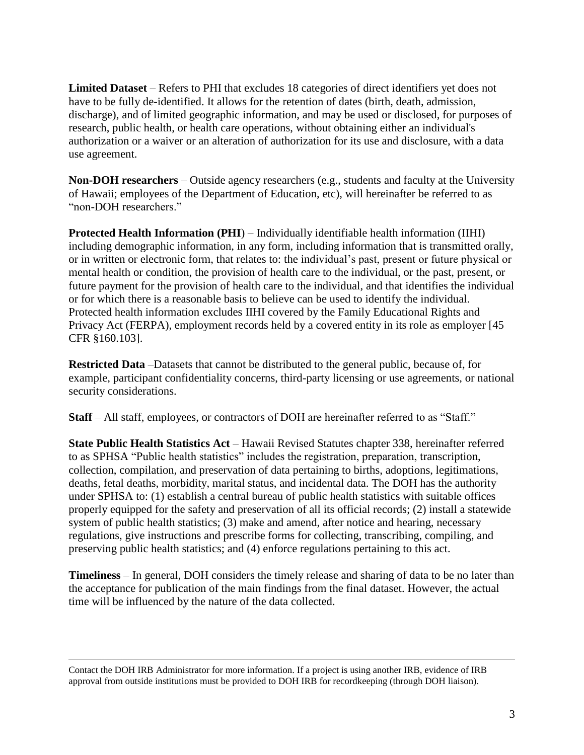**Limited Dataset** – Refers to PHI that excludes 18 categories of direct identifiers yet does not have to be fully de-identified. It allows for the retention of dates (birth, death, admission, discharge), and of limited geographic information, and may be used or disclosed, for purposes of research, public health, or health care operations, without obtaining either an individual's authorization or a waiver or an alteration of authorization for its use and disclosure, with a data use agreement.

**Non-DOH researchers** – Outside agency researchers (e.g., students and faculty at the University of Hawaii; employees of the Department of Education, etc), will hereinafter be referred to as "non-DOH researchers."

**Protected Health Information (PHI**) – Individually identifiable health information (IIHI) including demographic information, in any form, including information that is transmitted orally, or in written or electronic form, that relates to: the individual's past, present or future physical or mental health or condition, the provision of health care to the individual, or the past, present, or future payment for the provision of health care to the individual, and that identifies the individual or for which there is a reasonable basis to believe can be used to identify the individual. Protected health information excludes IIHI covered by the Family Educational Rights and Privacy Act (FERPA), employment records held by a covered entity in its role as employer [45 CFR §160.103].

**Restricted Data** –Datasets that cannot be distributed to the general public, because of, for example, participant confidentiality concerns, third-party licensing or use agreements, or national security considerations.

**Staff** – All staff, employees, or contractors of DOH are hereinafter referred to as "Staff."

**State Public Health Statistics Act** – Hawaii Revised Statutes chapter 338, hereinafter referred to as SPHSA "Public health statistics" includes the registration, preparation, transcription, collection, compilation, and preservation of data pertaining to births, adoptions, legitimations, deaths, fetal deaths, morbidity, marital status, and incidental data. The DOH has the authority under SPHSA to: (1) establish a central bureau of public health statistics with suitable offices properly equipped for the safety and preservation of all its official records; (2) install a statewide system of public health statistics; (3) make and amend, after notice and hearing, necessary regulations, give instructions and prescribe forms for collecting, transcribing, compiling, and preserving public health statistics; and (4) enforce regulations pertaining to this act.

**Timeliness** – In general, DOH considers the timely release and sharing of data to be no later than the acceptance for publication of the main findings from the final dataset. However, the actual time will be influenced by the nature of the data collected.

---

Contact the DOH IRB Administrator for more information. If a project is using another IRB, evidence of IRB approval from outside institutions must be provided to DOH IRB for recordkeeping (through DOH liaison).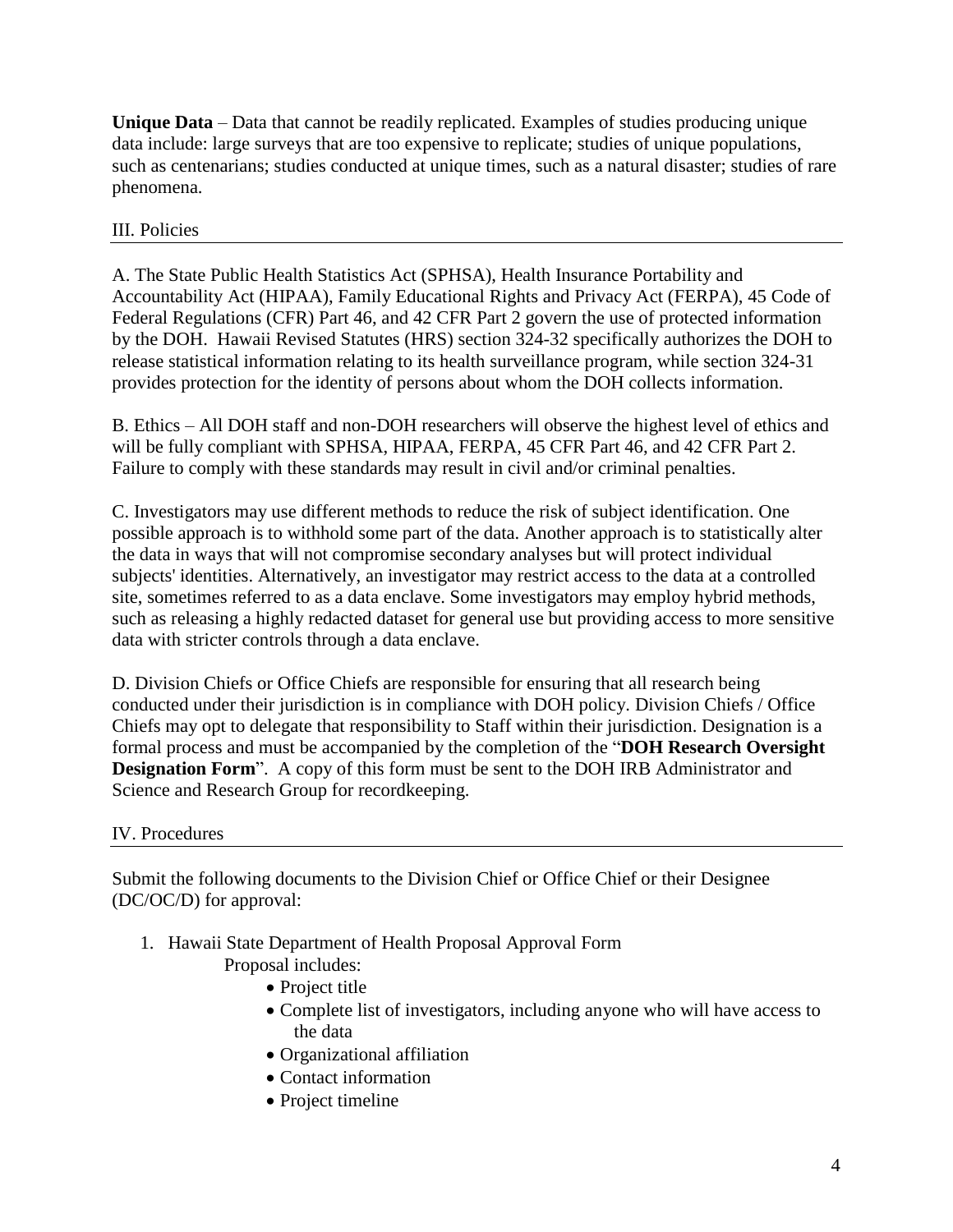**Unique Data** – Data that cannot be readily replicated. Examples of studies producing unique data include: large surveys that are too expensive to replicate; studies of unique populations, such as centenarians; studies conducted at unique times, such as a natural disaster; studies of rare phenomena.

## III. Policies

A. The State Public Health Statistics Act (SPHSA), Health Insurance Portability and Accountability Act (HIPAA), Family Educational Rights and Privacy Act (FERPA), 45 Code of Federal Regulations (CFR) Part 46, and 42 CFR Part 2 govern the use of protected information by the DOH. Hawaii Revised Statutes (HRS) section 324-32 specifically authorizes the DOH to release statistical information relating to its health surveillance program, while section 324-31 provides protection for the identity of persons about whom the DOH collects information.

B. Ethics – All DOH staff and non-DOH researchers will observe the highest level of ethics and will be fully compliant with SPHSA, HIPAA, FERPA, 45 CFR Part 46, and 42 CFR Part 2. Failure to comply with these standards may result in civil and/or criminal penalties.

C. Investigators may use different methods to reduce the risk of subject identification. One possible approach is to withhold some part of the data. Another approach is to statistically alter the data in ways that will not compromise secondary analyses but will protect individual subjects' identities. Alternatively, an investigator may restrict access to the data at a controlled site, sometimes referred to as a data enclave. Some investigators may employ hybrid methods, such as releasing a highly redacted dataset for general use but providing access to more sensitive data with stricter controls through a data enclave.

D. Division Chiefs or Office Chiefs are responsible for ensuring that all research being conducted under their jurisdiction is in compliance with DOH policy. Division Chiefs / Office Chiefs may opt to delegate that responsibility to Staff within their jurisdiction. Designation is a formal process and must be accompanied by the completion of the "**DOH Research Oversight Designation Form**". A copy of this form must be sent to the DOH IRB Administrator and Science and Research Group for recordkeeping.

## IV. Procedures

Submit the following documents to the Division Chief or Office Chief or their Designee (DC/OC/D) for approval:

1. Hawaii State Department of Health Proposal Approval Form

   Proposal includes:

   - Project title
   - Complete list of investigators, including anyone who will have access to the data
   - Organizational affiliation
   - Contact information
   - Project timeline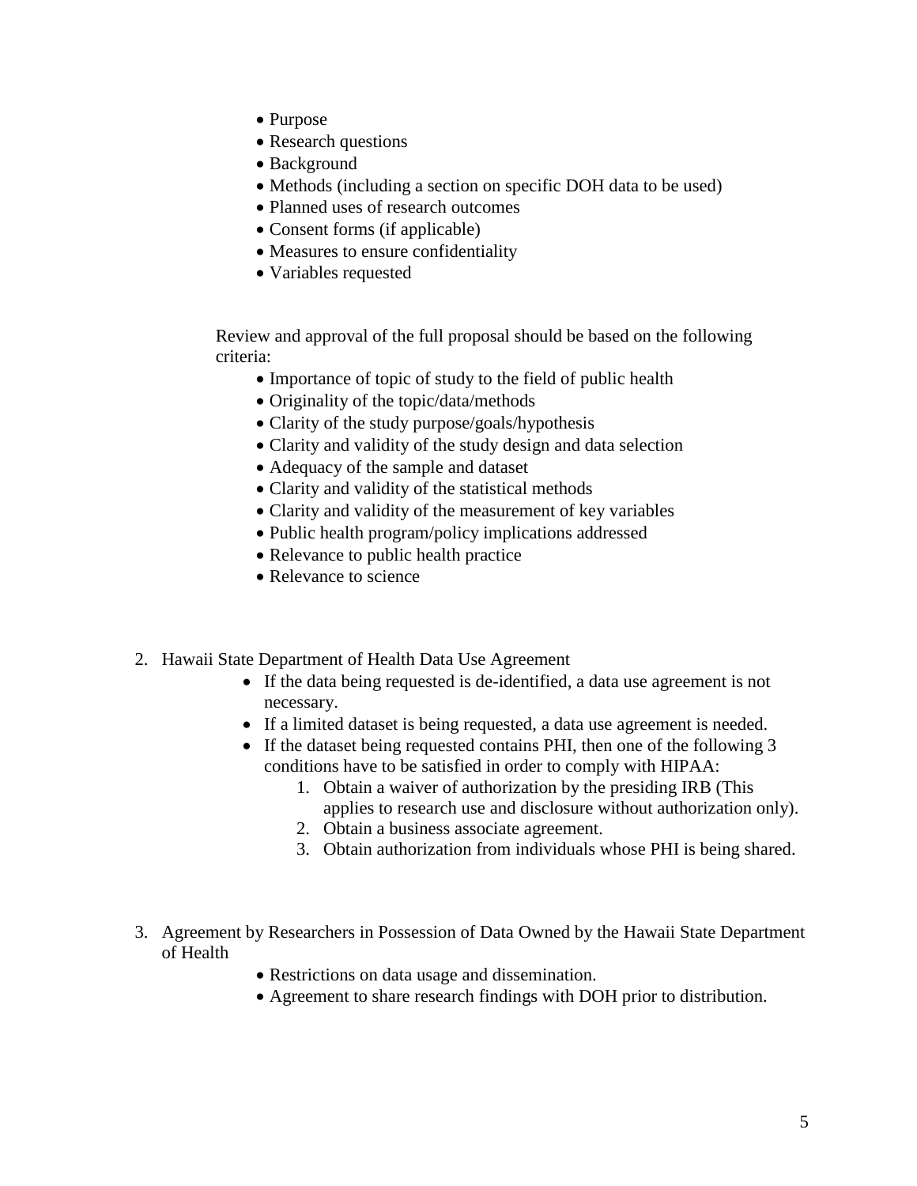- Purpose
- Research questions
- Background
- Methods (including a section on specific DOH data to be used)
- Planned uses of research outcomes
- Consent forms (if applicable)
- Measures to ensure confidentiality
- Variables requested

Review and approval of the full proposal should be based on the following criteria:

- Importance of topic of study to the field of public health
- Originality of the topic/data/methods
- Clarity of the study purpose/goals/hypothesis
- Clarity and validity of the study design and data selection
- Adequacy of the sample and dataset
- Clarity and validity of the statistical methods
- Clarity and validity of the measurement of key variables
- Public health program/policy implications addressed
- Relevance to public health practice
- Relevance to science

2. Hawaii State Department of Health Data Use Agreement
   - If the data being requested is de-identified, a data use agreement is not necessary.
   - If a limited dataset is being requested, a data use agreement is needed.
   - If the dataset being requested contains PHI, then one of the following 3 conditions have to be satisfied in order to comply with HIPAA:
     1. Obtain a waiver of authorization by the presiding IRB (This applies to research use and disclosure without authorization only).
     2. Obtain a business associate agreement.
     3. Obtain authorization from individuals whose PHI is being shared.

3. Agreement by Researchers in Possession of Data Owned by the Hawaii State Department of Health
   - Restrictions on data usage and dissemination.
   - Agreement to share research findings with DOH prior to distribution.